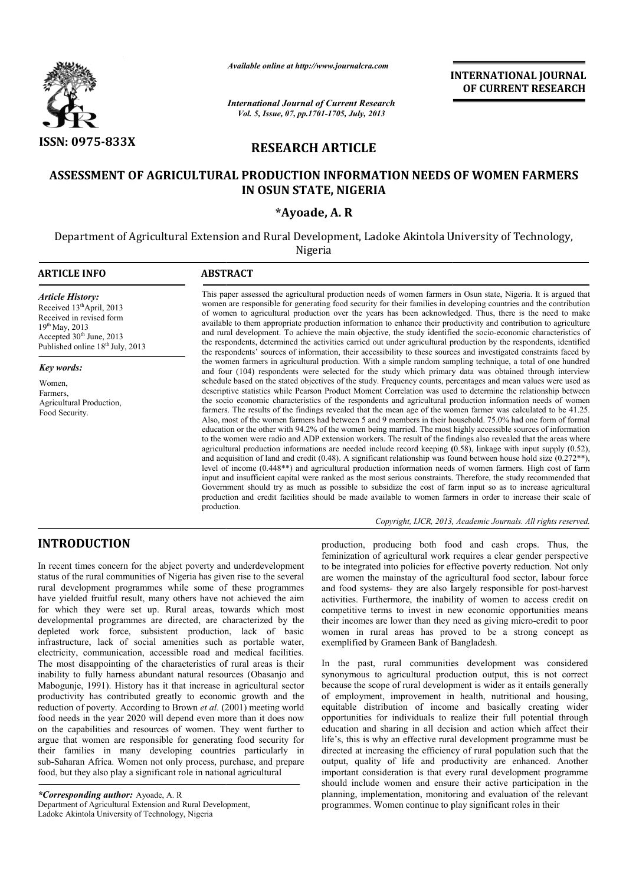ISSN: 0975-833X

*Available online at http://www.journalcra.com*

*International Journal of Current Research*

**INTERNATIONAL JOURNAL OF CURRENT RESEARCH**

## RESEARCH ARTICLE

# ASSESSMENT OF AGRICULTURAL PRODUCTION INFORMATION NEEDS OF WOMEN FARMERS IN OSUN STATE, NIGERIA

**\*Ayoade, A. R**

Department of Agricultural Extension and Rural Development, Ladoke Akintola University of Technology, Nigeria

### ARTICLE INFO

*Article History:*

Received 13[th] April, 2013
Received in revised form 19[th] May, 2013
Accepted 30[th] June, 2013
Published online 18[th] July, 2013

*Key words:*

Women,
Farmers,
Agricultural Production,
Food Security.

### ABSTRACT

This paper assessed the agricultural production needs of women farmers in Osun state, Nigeria. It is argued that women are responsible for generating food security for their families in developing countries and the contribution of women to agricultural production over the years has been acknowledged. Thus, there is the need to make available to them appropriate production information to enhance their productivity and contribution to agriculture and rural development. To achieve the main objective, the study identified the socio-economic characteristics of the respondents, determined the activities carried out under agricultural production by the respondents, identified the respondents' sources of information, their accessibility to these sources and investigated constraints faced by the women farmers in agricultural production. With a simple random sampling technique, a total of one hundred and four (104) respondents were selected for the study which primary data was obtained through interview schedule based on the stated objectives of the study. Frequency counts, percentages and mean values were used as descriptive statistics while Pearson Product Moment Correlation was used to determine the relationship between the socio economic characteristics of the respondents and agricultural production information needs of women farmers. The results of the findings revealed that the mean age of the women farmer was calculated to be 41.25. Also, most of the women farmers had between 5 and 9 members in their household. 75.0% had one form of formal education or the other with 94.2% of the women being married. The most highly accessible sources of information to the women were radio and ADP extension workers. The result of the findings also revealed that the areas where agricultural production informations are needed include record keeping (0.58), linkage with input supply (0.52), and acquisition of land and credit (0.48). A significant relationship was found between house hold size (0.272\*\*), level of income (0.448\*\*) and agricultural production information needs of women farmers. High cost of farm input and insufficient capital were ranked as the most serious constraints. Therefore, the study recommended that Government should try as much as possible to subsidize the cost of farm input so as to increase agricultural production and credit facilities should be made available to women farmers in order to increase their scale of production.

*Copyright, IJCR, 2013, Academic Journals. All rights reserved.*

## INTRODUCTION

In recent times concern for the abject poverty and underdevelopment status of the rural communities of Nigeria has given rise to the several rural development programmes while some of these programmes have yielded fruitful result, many others have not achieved the aim for which they were set up. Rural areas, towards which most developmental programmes are directed, are characterized by the depleted work force, subsistent production, lack of basic infrastructure, lack of social amenities such as portable water, electricity, communication, accessible road and medical facilities. The most disappointing of the characteristics of rural areas is their inability to fully harness abundant natural resources (Obasanjo and Mabogunje, 1991). History has it that increase in agricultural sector productivity has contributed greatly to economic growth and the reduction of poverty. According to Brown *et al.* (2001) meeting world food needs in the year 2020 will depend even more than it does now on the capabilities and resources of women. They went further to argue that women are responsible for generating food security for their families in many developing countries particularly in sub-Saharan Africa. Women not only process, purchase, and prepare food, but they also play a significant role in national agricultural production, producing both food and cash crops. Thus, the feminization of agricultural work requires a clear gender perspective to be integrated into policies for effective poverty reduction. Not only are women the mainstay of the agricultural food sector, labour force and food systems- they are also largely responsible for post-harvest activities. Furthermore, the inability of women to access credit on competitive terms to invest in new economic opportunities means their incomes are lower than they need as giving micro-credit to poor women in rural areas has proved to be a strong concept as exemplified by Grameen Bank of Bangladesh.

In the past, rural communities development was considered synonymous to agricultural production output, this is not correct because the scope of rural development is wider as it entails generally of employment, improvement in health, nutritional and housing, equitable distribution of income and basically creating wider opportunities for individuals to realize their full potential through education and sharing in all decision and action which affect their life's, this is why an effective rural development programme must be directed at increasing the efficiency of rural population such that the output, quality of life and productivity are enhanced. Another important consideration is that every rural development programme should include women and ensure their active participation in the planning, implementation, monitoring and evaluation of the relevant programmes. Women continue to play significant roles in their

*\*Corresponding author:* Ayoade, A. R
Department of Agricultural Extension and Rural Development, Ladoke Akintola University of Technology, Nigeria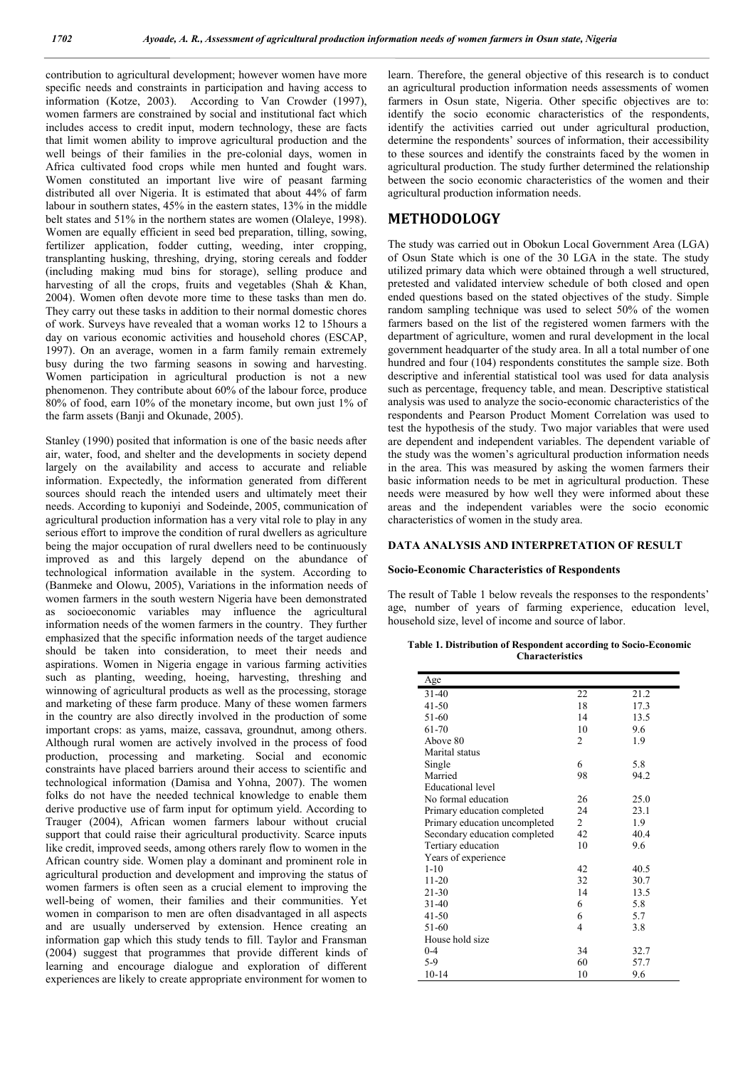contribution to agricultural development; however women have more specific needs and constraints in participation and having access to information (Kotze, 2003). According to Van Crowder (1997), women farmers are constrained by social and institutional fact which includes access to credit input, modern technology, these are facts that limit women ability to improve agricultural production and the well beings of their families in the pre-colonial days, women in Africa cultivated food crops while men hunted and fought wars. Women constituted an important live wire of peasant farming distributed all over Nigeria. It is estimated that about 44% of farm labour in southern states, 45% in the eastern states, 13% in the middle belt states and 51% in the northern states are women (Olaleye, 1998). Women are equally efficient in seed bed preparation, tilling, sowing, fertilizer application, fodder cutting, weeding, inter cropping, transplanting husking, threshing, drying, storing cereals and fodder (including making mud bins for storage), selling produce and harvesting of all the crops, fruits and vegetables (Shah & Khan, 2004). Women often devote more time to these tasks than men do. They carry out these tasks in addition to their normal domestic chores of work. Surveys have revealed that a woman works 12 to 15hours a day on various economic activities and household chores (ESCAP, 1997). On an average, women in a farm family remain extremely busy during the two farming seasons in sowing and harvesting. Women participation in agricultural production is not a new phenomenon. They contribute about 60% of the labour force, produce 80% of food, earn 10% of the monetary income, but own just 1% of the farm assets (Banji and Okunade, 2005).

Stanley (1990) posited that information is one of the basic needs after air, water, food, and shelter and the developments in society depend largely on the availability and access to accurate and reliable information. Expectedly, the information generated from different sources should reach the intended users and ultimately meet their needs. According to kuponiyi and Sodeinde, 2005, communication of agricultural production information has a very vital role to play in any serious effort to improve the condition of rural dwellers as agriculture being the major occupation of rural dwellers need to be continuously improved as and this largely depend on the abundance of technological information available in the system. According to (Banmeke and Olowu, 2005), Variations in the information needs of women farmers in the south western Nigeria have been demonstrated as socioeconomic variables may influence the agricultural information needs of the women farmers in the country. They further emphasized that the specific information needs of the target audience should be taken into consideration, to meet their needs and aspirations. Women in Nigeria engage in various farming activities such as planting, weeding, hoeing, harvesting, threshing and winnowing of agricultural products as well as the processing, storage and marketing of these farm produce. Many of these women farmers in the country are also directly involved in the production of some important crops: as yams, maize, cassava, groundnut, among others. Although rural women are actively involved in the process of food production, processing and marketing. Social and economic constraints have placed barriers around their access to scientific and technological information (Damisa and Yohna, 2007). The women folks do not have the needed technical knowledge to enable them derive productive use of farm input for optimum yield. According to Trauger (2004), African women farmers labour without crucial support that could raise their agricultural productivity. Scarce inputs like credit, improved seeds, among others rarely flow to women in the African country side. Women play a dominant and prominent role in agricultural production and development and improving the status of women farmers is often seen as a crucial element to improving the well-being of women, their families and their communities. Yet women in comparison to men are often disadvantaged in all aspects and are usually underserved by extension. Hence creating an information gap which this study tends to fill. Taylor and Fransman (2004) suggest that programmes that provide different kinds of learning and encourage dialogue and exploration of different experiences are likely to create appropriate environment for women to learn. Therefore, the general objective of this research is to conduct an agricultural production information needs assessments of women farmers in Osun state, Nigeria. Other specific objectives are to: identify the socio economic characteristics of the respondents, identify the activities carried out under agricultural production, determine the respondents' sources of information, their accessibility to these sources and identify the constraints faced by the women in agricultural production. The study further determined the relationship between the socio economic characteristics of the women and their agricultural production information needs.

## METHODOLOGY

The study was carried out in Obokun Local Government Area (LGA) of Osun State which is one of the 30 LGA in the state. The study utilized primary data which were obtained through a well structured, pretested and validated interview schedule of both closed and open ended questions based on the stated objectives of the study. Simple random sampling technique was used to select 50% of the women farmers based on the list of the registered women farmers with the department of agriculture, women and rural development in the local government headquarter of the study area. In all a total number of one hundred and four (104) respondents constitutes the sample size. Both descriptive and inferential statistical tool was used for data analysis such as percentage, frequency table, and mean. Descriptive statistical analysis was used to analyze the socio-economic characteristics of the respondents and Pearson Product Moment Correlation was used to test the hypothesis of the study. Two major variables that were used are dependent and independent variables. The dependent variable of the study was the women's agricultural production information needs in the area. This was measured by asking the women farmers their basic information needs to be met in agricultural production. These needs were measured by how well they were informed about these areas and the independent variables were the socio economic characteristics of women in the study area.

### DATA ANALYSIS AND INTERPRETATION OF RESULT

#### Socio-Economic Characteristics of Respondents

The result of Table 1 below reveals the responses to the respondents' age, number of years of farming experience, education level, household size, level of income and source of labor.

**Table 1. Distribution of Respondent according to Socio-Economic Characteristics**

| Age | | |
|---|---|---|
| 31-40 | 22 | 21.2 |
| 41-50 | 18 | 17.3 |
| 51-60 | 14 | 13.5 |
| 61-70 | 10 | 9.6 |
| Above 80 | 2 | 1.9 |
| Marital status | | |
| Single | 6 | 5.8 |
| Married | 98 | 94.2 |
| Educational level | | |
| No formal education | 26 | 25.0 |
| Primary education completed | 24 | 23.1 |
| Primary education uncompleted | 2 | 1.9 |
| Secondary education completed | 42 | 40.4 |
| Tertiary education | 10 | 9.6 |
| Years of experience | | |
| 1-10 | 42 | 40.5 |
| 11-20 | 32 | 30.7 |
| 21-30 | 14 | 13.5 |
| 31-40 | 6 | 5.8 |
| 41-50 | 6 | 5.7 |
| 51-60 | 4 | 3.8 |
| House hold size | | |
| 0-4 | 34 | 32.7 |
| 5-9 | 60 | 57.7 |
| 10-14 | 10 | 9.6 |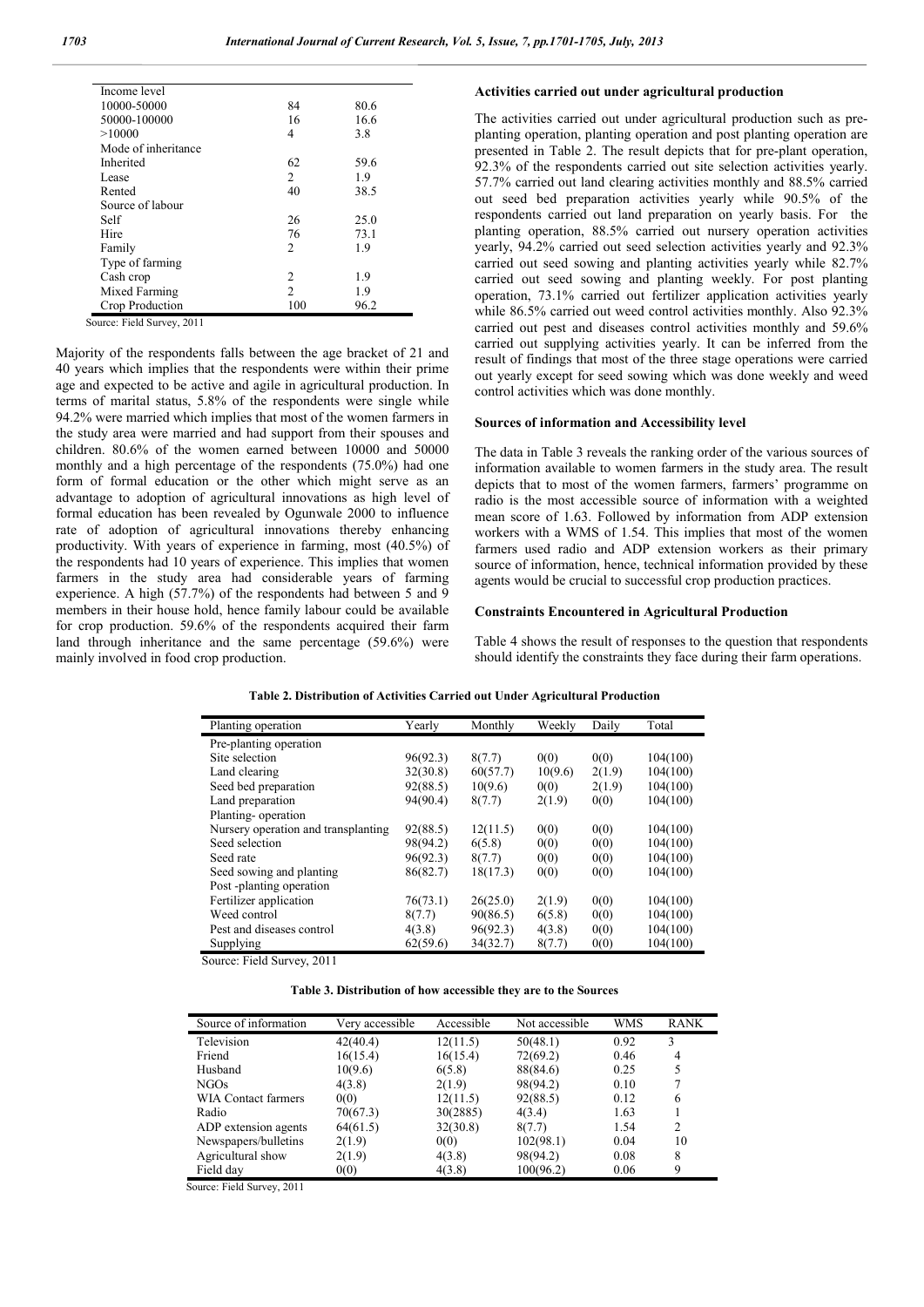| Income level | | |
|---|---|---|
| 10000-50000 | 84 | 80.6 |
| 50000-100000 | 16 | 16.6 |
| >10000 | 4 | 3.8 |
| Mode of inheritance | | |
| Inherited | 62 | 59.6 |
| Lease | 2 | 1.9 |
| Rented | 40 | 38.5 |
| Source of labour | | |
| Self | 26 | 25.0 |
| Hire | 76 | 73.1 |
| Family | 2 | 1.9 |
| Type of farming | | |
| Cash crop | 2 | 1.9 |
| Mixed Farming | 2 | 1.9 |
| Crop Production | 100 | 96.2 |

Source: Field Survey, 2011

Majority of the respondents falls between the age bracket of 21 and 40 years which implies that the respondents were within their prime age and expected to be active and agile in agricultural production. In terms of marital status, 5.8% of the respondents were single while 94.2% were married which implies that most of the women farmers in the study area were married and had support from their spouses and children. 80.6% of the women earned between 10000 and 50000 monthly and a high percentage of the respondents (75.0%) had one form of formal education or the other which might serve as an advantage to adoption of agricultural innovations as high level of formal education has been revealed by Ogunwale 2000 to influence rate of adoption of agricultural innovations thereby enhancing productivity. With years of experience in farming, most (40.5%) of the respondents had 10 years of experience. This implies that women farmers in the study area had considerable years of farming experience. A high (57.7%) of the respondents had between 5 and 9 members in their house hold, hence family labour could be available for crop production. 59.6% of the respondents acquired their farm land through inheritance and the same percentage (59.6%) were mainly involved in food crop production.

#### Activities carried out under agricultural production

The activities carried out under agricultural production such as pre-planting operation, planting operation and post planting operation are presented in Table 2. The result depicts that for pre-plant operation, 92.3% of the respondents carried out site selection activities yearly. 57.7% carried out land clearing activities monthly and 88.5% carried out seed bed preparation activities yearly while 90.5% of the respondents carried out land preparation on yearly basis. For the planting operation, 88.5% carried out nursery operation activities yearly, 94.2% carried out seed selection activities yearly and 92.3% carried out seed sowing and planting activities yearly while 82.7% carried out seed sowing and planting weekly. For post planting operation, 73.1% carried out fertilizer application activities yearly while 86.5% carried out weed control activities monthly. Also 92.3% carried out pest and diseases control activities monthly and 59.6% carried out supplying activities yearly. It can be inferred from the result of findings that most of the three stage operations were carried out yearly except for seed sowing which was done weekly and weed control activities which was done monthly.

#### Sources of information and Accessibility level

The data in Table 3 reveals the ranking order of the various sources of information available to women farmers in the study area. The result depicts that to most of the women farmers, farmers' programme on radio is the most accessible source of information with a weighted mean score of 1.63. Followed by information from ADP extension workers with a WMS of 1.54. This implies that most of the women farmers used radio and ADP extension workers as their primary source of information, hence, technical information provided by these agents would be crucial to successful crop production practices.

#### Constraints Encountered in Agricultural Production

Table 4 shows the result of responses to the question that respondents should identify the constraints they face during their farm operations.

**Table 2. Distribution of Activities Carried out Under Agricultural Production**

| Planting operation | Yearly | Monthly | Weekly | Daily | Total |
|---|---|---|---|---|---|
| Pre-planting operation | | | | | |
| Site selection | 96(92.3) | 8(7.7) | 0(0) | 0(0) | 104(100) |
| Land clearing | 32(30.8) | 60(57.7) | 10(9.6) | 2(1.9) | 104(100) |
| Seed bed preparation | 92(88.5) | 10(9.6) | 0(0) | 2(1.9) | 104(100) |
| Land preparation | 94(90.4) | 8(7.7) | 2(1.9) | 0(0) | 104(100) |
| Planting- operation | | | | | |
| Nursery operation and transplanting | 92(88.5) | 12(11.5) | 0(0) | 0(0) | 104(100) |
| Seed selection | 98(94.2) | 6(5.8) | 0(0) | 0(0) | 104(100) |
| Seed rate | 96(92.3) | 8(7.7) | 0(0) | 0(0) | 104(100) |
| Seed sowing and planting | 86(82.7) | 18(17.3) | 0(0) | 0(0) | 104(100) |
| Post -planting operation | | | | | |
| Fertilizer application | 76(73.1) | 26(25.0) | 2(1.9) | 0(0) | 104(100) |
| Weed control | 8(7.7) | 90(86.5) | 6(5.8) | 0(0) | 104(100) |
| Pest and diseases control | 4(3.8) | 96(92.3) | 4(3.8) | 0(0) | 104(100) |
| Supplying | 62(59.6) | 34(32.7) | 8(7.7) | 0(0) | 104(100) |

Source: Field Survey, 2011

**Table 3. Distribution of how accessible they are to the Sources**

| Source of information | Very accessible | Accessible | Not accessible | WMS | RANK |
|---|---|---|---|---|---|
| Television | 42(40.4) | 12(11.5) | 50(48.1) | 0.92 | 3 |
| Friend | 16(15.4) | 16(15.4) | 72(69.2) | 0.46 | 4 |
| Husband | 10(9.6) | 6(5.8) | 88(84.6) | 0.25 | 5 |
| NGOs | 4(3.8) | 2(1.9) | 98(94.2) | 0.10 | 7 |
| WIA Contact farmers | 0(0) | 12(11.5) | 92(88.5) | 0.12 | 6 |
| Radio | 70(67.3) | 30(2885) | 4(3.4) | 1.63 | 1 |
| ADP extension agents | 64(61.5) | 32(30.8) | 8(7.7) | 1.54 | 2 |
| Newspapers/bulletins | 2(1.9) | 0(0) | 102(98.1) | 0.04 | 10 |
| Agricultural show | 2(1.9) | 4(3.8) | 98(94.2) | 0.08 | 8 |
| Field day | 0(0) | 4(3.8) | 100(96.2) | 0.06 | 9 |

Source: Field Survey, 2011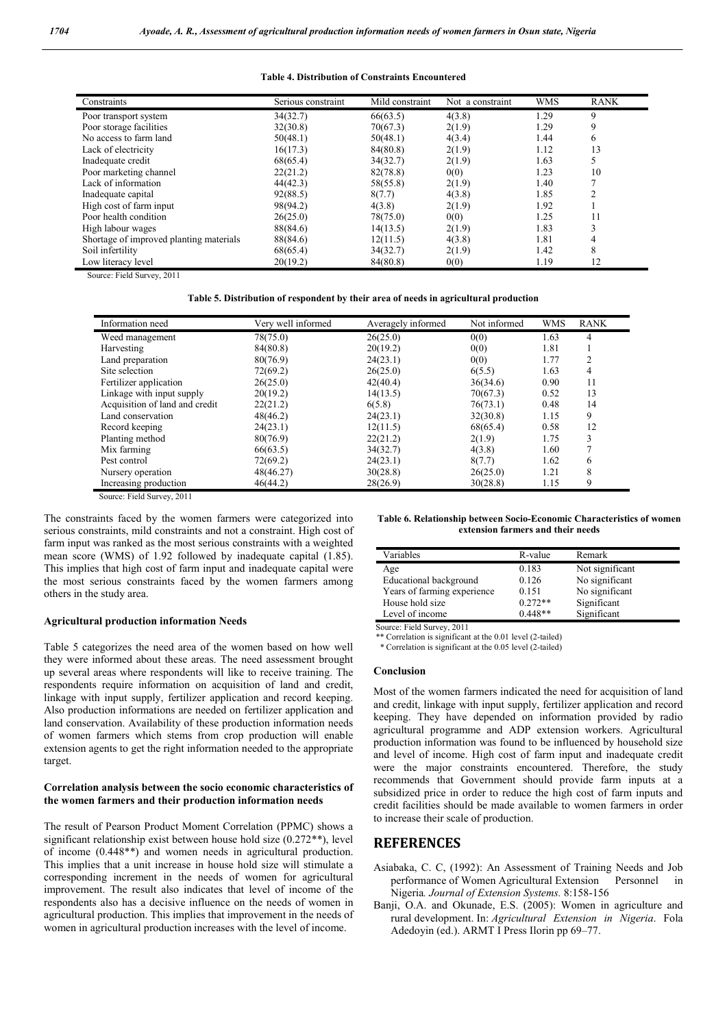**Table 4. Distribution of Constraints Encountered**

| Constraints | Serious constraint | Mild constraint | Not a constraint | WMS | RANK |
|---|---|---|---|---|---|
| Poor transport system | 34(32.7) | 66(63.5) | 4(3.8) | 1.29 | 9 |
| Poor storage facilities | 32(30.8) | 70(67.3) | 2(1.9) | 1.29 | 9 |
| No access to farm land | 50(48.1) | 50(48.1) | 4(3.4) | 1.44 | 6 |
| Lack of electricity | 16(17.3) | 84(80.8) | 2(1.9) | 1.12 | 13 |
| Inadequate credit | 68(65.4) | 34(32.7) | 2(1.9) | 1.63 | 5 |
| Poor marketing channel | 22(21.2) | 82(78.8) | 0(0) | 1.23 | 10 |
| Lack of information | 44(42.3) | 58(55.8) | 2(1.9) | 1.40 | 7 |
| Inadequate capital | 92(88.5) | 8(7.7) | 4(3.8) | 1.85 | 2 |
| High cost of farm input | 98(94.2) | 4(3.8) | 2(1.9) | 1.92 | 1 |
| Poor health condition | 26(25.0) | 78(75.0) | 0(0) | 1.25 | 11 |
| High labour wages | 88(84.6) | 14(13.5) | 2(1.9) | 1.83 | 3 |
| Shortage of improved planting materials | 88(84.6) | 12(11.5) | 4(3.8) | 1.81 | 4 |
| Soil infertility | 68(65.4) | 34(32.7) | 2(1.9) | 1.42 | 8 |
| Low literacy level | 20(19.2) | 84(80.8) | 0(0) | 1.19 | 12 |

Source: Field Survey, 2011

**Table 5. Distribution of respondent by their area of needs in agricultural production**

| Information need | Very well informed | Averagely informed | Not informed | WMS | RANK |
|---|---|---|---|---|---|
| Weed management | 78(75.0) | 26(25.0) | 0(0) | 1.63 | 4 |
| Harvesting | 84(80.8) | 20(19.2) | 0(0) | 1.81 | 1 |
| Land preparation | 80(76.9) | 24(23.1) | 0(0) | 1.77 | 2 |
| Site selection | 72(69.2) | 26(25.0) | 6(5.5) | 1.63 | 4 |
| Fertilizer application | 26(25.0) | 42(40.4) | 36(34.6) | 0.90 | 11 |
| Linkage with input supply | 20(19.2) | 14(13.5) | 70(67.3) | 0.52 | 13 |
| Acquisition of land and credit | 22(21.2) | 6(5.8) | 76(73.1) | 0.48 | 14 |
| Land conservation | 48(46.2) | 24(23.1) | 32(30.8) | 1.15 | 9 |
| Record keeping | 24(23.1) | 12(11.5) | 68(65.4) | 0.58 | 12 |
| Planting method | 80(76.9) | 22(21.2) | 2(1.9) | 1.75 | 3 |
| Mix farming | 66(63.5) | 34(32.7) | 4(3.8) | 1.60 | 7 |
| Pest control | 72(69.2) | 24(23.1) | 8(7.7) | 1.62 | 6 |
| Nursery operation | 48(46.27) | 30(28.8) | 26(25.0) | 1.21 | 8 |
| Increasing production | 46(44.2) | 28(26.9) | 30(28.8) | 1.15 | 9 |

Source: Field Survey, 2011

The constraints faced by the women farmers were categorized into serious constraints, mild constraints and not a constraint. High cost of farm input was ranked as the most serious constraints with a weighted mean score (WMS) of 1.92 followed by inadequate capital (1.85). This implies that high cost of farm input and inadequate capital were the most serious constraints faced by the women farmers among others in the study area.

#### Agricultural production information Needs

Table 5 categorizes the need area of the women based on how well they were informed about these areas. The need assessment brought up several areas where respondents will like to receive training. The respondents require information on acquisition of land and credit, linkage with input supply, fertilizer application and record keeping. Also production informations are needed on fertilizer application and land conservation. Availability of these production information needs of women farmers which stems from crop production will enable extension agents to get the right information needed to the appropriate target.

#### Correlation analysis between the socio economic characteristics of the women farmers and their production information needs

The result of Pearson Product Moment Correlation (PPMC) shows a significant relationship exist between house hold size (0.272**), level of income (0.448**) and women needs in agricultural production. This implies that a unit increase in house hold size will stimulate a corresponding increment in the needs of women for agricultural improvement. The result also indicates that level of income of the respondents also has a decisive influence on the needs of women in agricultural production. This implies that improvement in the needs of women in agricultural production increases with the level of income.

**Table 6. Relationship between Socio-Economic Characteristics of women extension farmers and their needs**

| Variables | R-value | Remark |
|---|---|---|
| Age | 0.183 | Not significant |
| Educational background | 0.126 | No significant |
| Years of farming experience | 0.151 | No significant |
| House hold size | 0.272** | Significant |
| Level of income | 0.448** | Significant |

Source: Field Survey, 2011

** Correlation is significant at the 0.01 level (2-tailed)

* Correlation is significant at the 0.05 level (2-tailed)

#### Conclusion

Most of the women farmers indicated the need for acquisition of land and credit, linkage with input supply, fertilizer application and record keeping. They have depended on information provided by radio agricultural programme and ADP extension workers. Agricultural production information was found to be influenced by household size and level of income. High cost of farm input and inadequate credit were the major constraints encountered. Therefore, the study recommends that Government should provide farm inputs at a subsidized price in order to reduce the high cost of farm inputs and credit facilities should be made available to women farmers in order to increase their scale of production.

## REFERENCES

Asiabaka, C. C, (1992): An Assessment of Training Needs and Job performance of Women Agricultural Extension Personnel in Nigeria. *Journal of Extension Systems.* 8:158-156

Banji, O.A. and Okunade, E.S. (2005): Women in agriculture and rural development. In: *Agricultural Extension in Nigeria*. Fola Adedoyin (ed.). ARMT I Press Ilorin pp 69–77.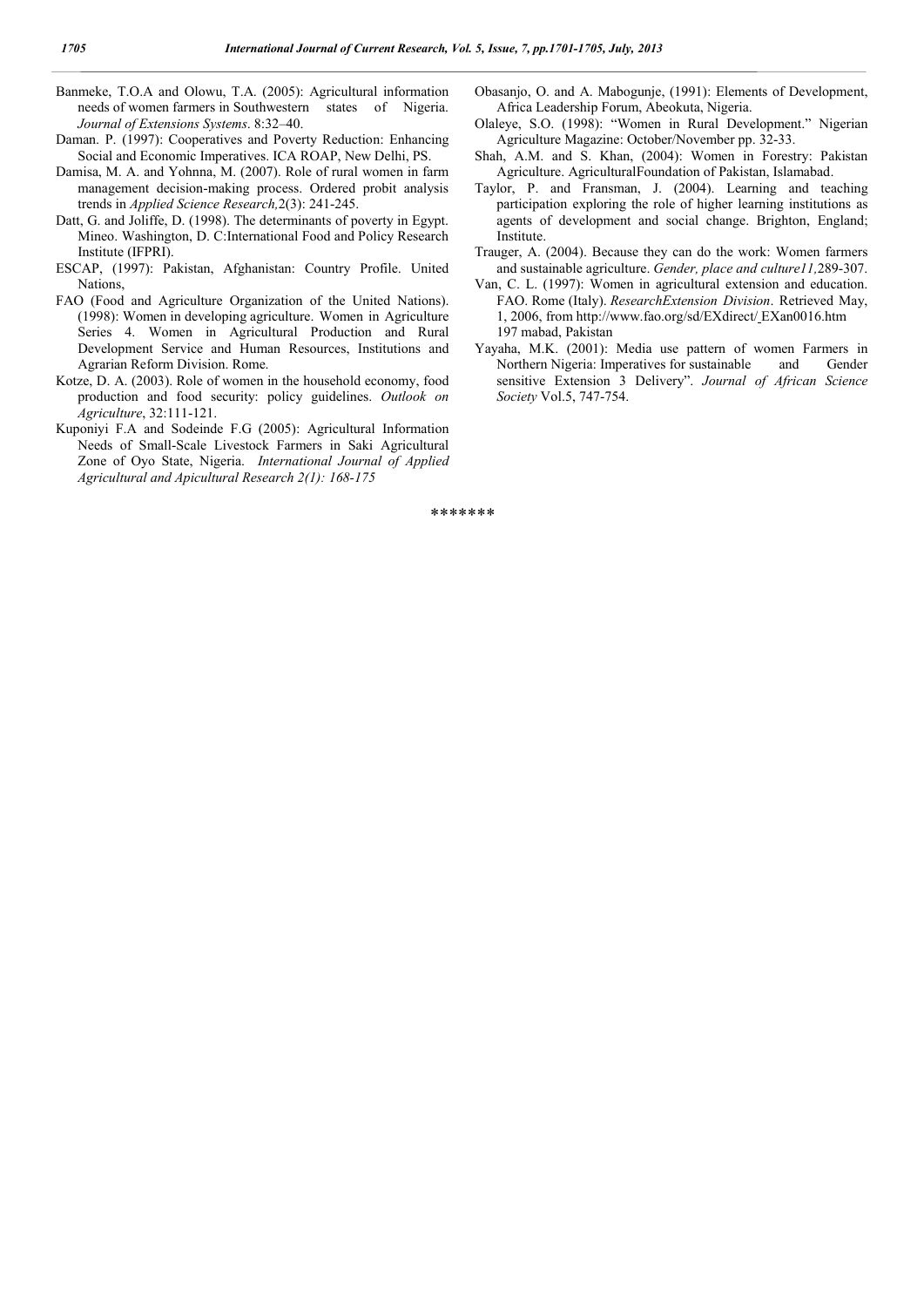Banmeke, T.O.A and Olowu, T.A. (2005): Agricultural information needs of women farmers in Southwestern states of Nigeria. *Journal of Extensions Systems*. 8:32–40.

Daman. P. (1997): Cooperatives and Poverty Reduction: Enhancing Social and Economic Imperatives. ICA ROAP, New Delhi, PS.

Damisa, M. A. and Yohnna, M. (2007). Role of rural women in farm management decision-making process. Ordered probit analysis trends in *Applied Science Research,*2(3): 241-245.

Datt, G. and Joliffe, D. (1998). The determinants of poverty in Egypt. Mineo. Washington, D. C:International Food and Policy Research Institute (IFPRI).

ESCAP, (1997): Pakistan, Afghanistan: Country Profile. United Nations,

FAO (Food and Agriculture Organization of the United Nations). (1998): Women in developing agriculture. Women in Agriculture Series 4. Women in Agricultural Production and Rural Development Service and Human Resources, Institutions and Agrarian Reform Division. Rome.

Kotze, D. A. (2003). Role of women in the household economy, food production and food security: policy guidelines. *Outlook on Agriculture*, 32:111-121.

Kuponiyi F.A and Sodeinde F.G (2005): Agricultural Information Needs of Small-Scale Livestock Farmers in Saki Agricultural Zone of Oyo State, Nigeria. *International Journal of Applied Agricultural and Apicultural Research 2(1): 168-175*

Obasanjo, O. and A. Mabogunje, (1991): Elements of Development, Africa Leadership Forum, Abeokuta, Nigeria.

Olaleye, S.O. (1998): "Women in Rural Development." Nigerian Agriculture Magazine: October/November pp. 32-33.

Shah, A.M. and S. Khan, (2004): Women in Forestry: Pakistan Agriculture. AgriculturalFoundation of Pakistan, Islamabad.

Taylor, P. and Fransman, J. (2004). Learning and teaching participation exploring the role of higher learning institutions as agents of development and social change. Brighton, England; Institute.

Trauger, A. (2004). Because they can do the work: Women farmers and sustainable agriculture. *Gender, place and culture11,*289-307.

Van, C. L. (1997): Women in agricultural extension and education. FAO. Rome (Italy). *ResearchExtension Division*. Retrieved May, 1, 2006, from http://www.fao.org/sd/EXdirect/ EXan0016.htm 197 mabad, Pakistan

Yayaha, M.K. (2001): Media use pattern of women Farmers in Northern Nigeria: Imperatives for sustainable and Gender sensitive Extension 3 Delivery". *Journal of African Science Society* Vol.5, 747-754.

\*\*\*\*\*\*\*